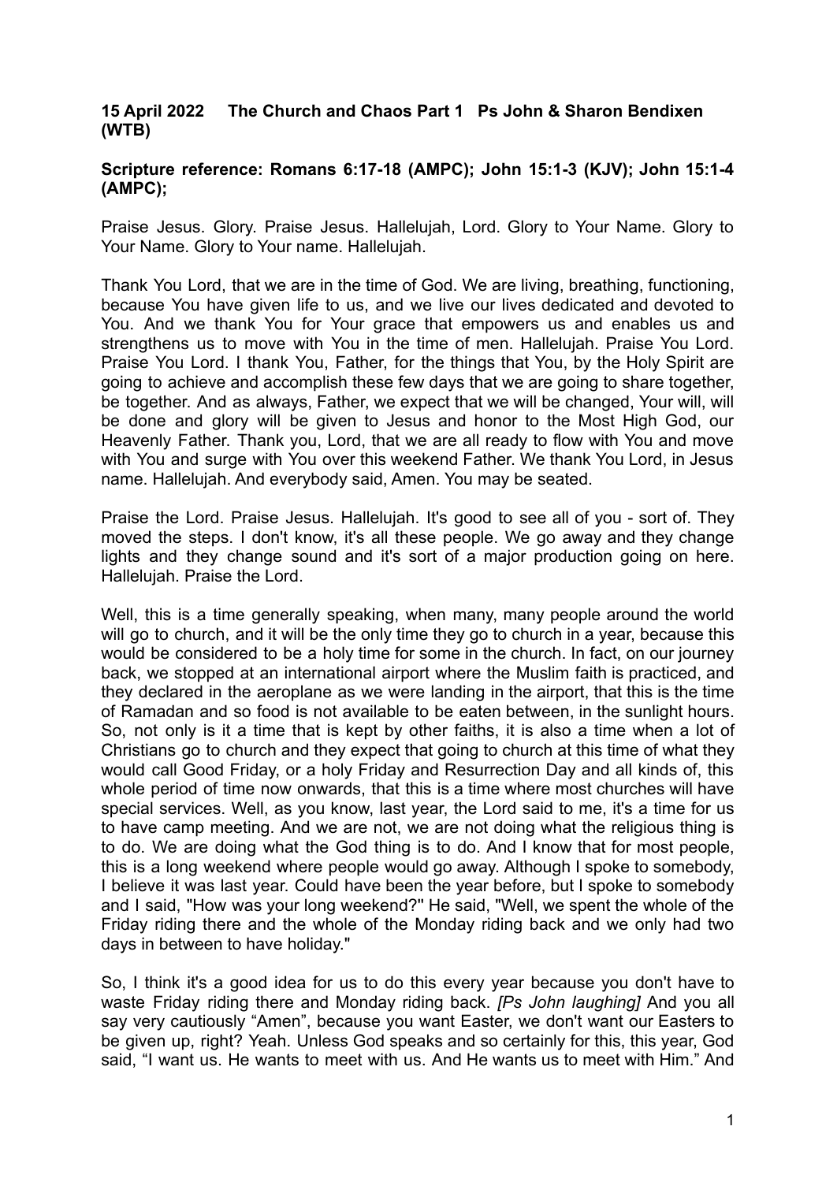**15 April 2022 The Church and Chaos Part 1 Ps John & Sharon Bendixen (WTB)**

**Scripture reference: Romans 6:17-18 (AMPC); John 15:1-3 (KJV); John 15:1-4 (AMPC);**

Praise Jesus. Glory. Praise Jesus. Hallelujah, Lord. Glory to Your Name. Glory to Your Name. Glory to Your name. Hallelujah.

Thank You Lord, that we are in the time of God. We are living, breathing, functioning, because You have given life to us, and we live our lives dedicated and devoted to You. And we thank You for Your grace that empowers us and enables us and strengthens us to move with You in the time of men. Hallelujah. Praise You Lord. Praise You Lord. I thank You, Father, for the things that You, by the Holy Spirit are going to achieve and accomplish these few days that we are going to share together, be together. And as always, Father, we expect that we will be changed, Your will, will be done and glory will be given to Jesus and honor to the Most High God, our Heavenly Father. Thank you, Lord, that we are all ready to flow with You and move with You and surge with You over this weekend Father. We thank You Lord, in Jesus name. Hallelujah. And everybody said, Amen. You may be seated.

Praise the Lord. Praise Jesus. Hallelujah. It's good to see all of you - sort of. They moved the steps. I don't know, it's all these people. We go away and they change lights and they change sound and it's sort of a major production going on here. Hallelujah. Praise the Lord.

Well, this is a time generally speaking, when many, many people around the world will go to church, and it will be the only time they go to church in a year, because this would be considered to be a holy time for some in the church. In fact, on our journey back, we stopped at an international airport where the Muslim faith is practiced, and they declared in the aeroplane as we were landing in the airport, that this is the time of Ramadan and so food is not available to be eaten between, in the sunlight hours. So, not only is it a time that is kept by other faiths, it is also a time when a lot of Christians go to church and they expect that going to church at this time of what they would call Good Friday, or a holy Friday and Resurrection Day and all kinds of, this whole period of time now onwards, that this is a time where most churches will have special services. Well, as you know, last year, the Lord said to me, it's a time for us to have camp meeting. And we are not, we are not doing what the religious thing is to do. We are doing what the God thing is to do. And I know that for most people, this is a long weekend where people would go away. Although I spoke to somebody, I believe it was last year. Could have been the year before, but I spoke to somebody and I said, "How was your long weekend?" He said, "Well, we spent the whole of the Friday riding there and the whole of the Monday riding back and we only had two days in between to have holiday."

So, I think it's a good idea for us to do this every year because you don't have to waste Friday riding there and Monday riding back. *[Ps John laughing]* And you all say very cautiously "Amen", because you want Easter, we don't want our Easters to be given up, right? Yeah. Unless God speaks and so certainly for this, this year, God said, "I want us. He wants to meet with us. And He wants us to meet with Him." And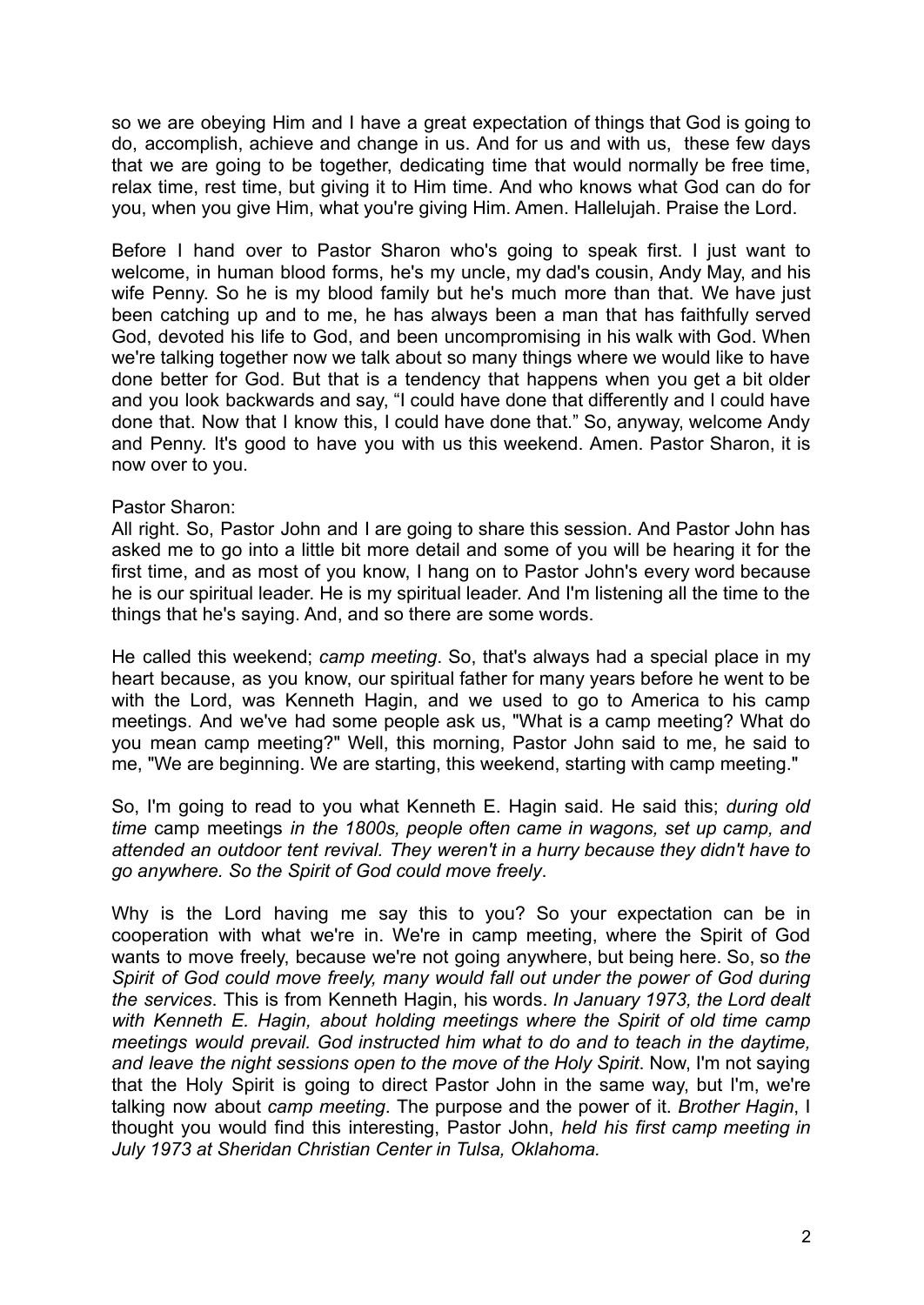so we are obeying Him and I have a great expectation of things that God is going to do, accomplish, achieve and change in us. And for us and with us, these few days that we are going to be together, dedicating time that would normally be free time, relax time, rest time, but giving it to Him time. And who knows what God can do for you, when you give Him, what you're giving Him. Amen. Hallelujah. Praise the Lord.

Before I hand over to Pastor Sharon who's going to speak first. I just want to welcome, in human blood forms, he's my uncle, my dad's cousin, Andy May, and his wife Penny. So he is my blood family but he's much more than that. We have just been catching up and to me, he has always been a man that has faithfully served God, devoted his life to God, and been uncompromising in his walk with God. When we're talking together now we talk about so many things where we would like to have done better for God. But that is a tendency that happens when you get a bit older and you look backwards and say, "I could have done that differently and I could have done that. Now that I know this, I could have done that." So, anyway, welcome Andy and Penny. It's good to have you with us this weekend. Amen. Pastor Sharon, it is now over to you.

Pastor Sharon:
All right. So, Pastor John and I are going to share this session. And Pastor John has asked me to go into a little bit more detail and some of you will be hearing it for the first time, and as most of you know, I hang on to Pastor John's every word because he is our spiritual leader. He is my spiritual leader. And I'm listening all the time to the things that he's saying. And, and so there are some words.

He called this weekend; *camp meeting*. So, that's always had a special place in my heart because, as you know, our spiritual father for many years before he went to be with the Lord, was Kenneth Hagin, and we used to go to America to his camp meetings. And we've had some people ask us, "What is a camp meeting? What do you mean camp meeting?" Well, this morning, Pastor John said to me, he said to me, "We are beginning. We are starting, this weekend, starting with camp meeting."

So, I'm going to read to you what Kenneth E. Hagin said. He said this; *during old time* camp meetings *in the 1800s, people often came in wagons, set up camp, and attended an outdoor tent revival. They weren't in a hurry because they didn't have to go anywhere. So the Spirit of God could move freely*.

Why is the Lord having me say this to you? So your expectation can be in cooperation with what we're in. We're in camp meeting, where the Spirit of God wants to move freely, because we're not going anywhere, but being here. So, so *the Spirit of God could move freely, many would fall out under the power of God during the services*. This is from Kenneth Hagin, his words. *In January 1973, the Lord dealt with Kenneth E. Hagin, about holding meetings where the Spirit of old time camp meetings would prevail. God instructed him what to do and to teach in the daytime, and leave the night sessions open to the move of the Holy Spirit*. Now, I'm not saying that the Holy Spirit is going to direct Pastor John in the same way, but I'm, we're talking now about *camp meeting*. The purpose and the power of it. *Brother Hagin*, I thought you would find this interesting, Pastor John, *held his first camp meeting in July 1973 at Sheridan Christian Center in Tulsa, Oklahoma.*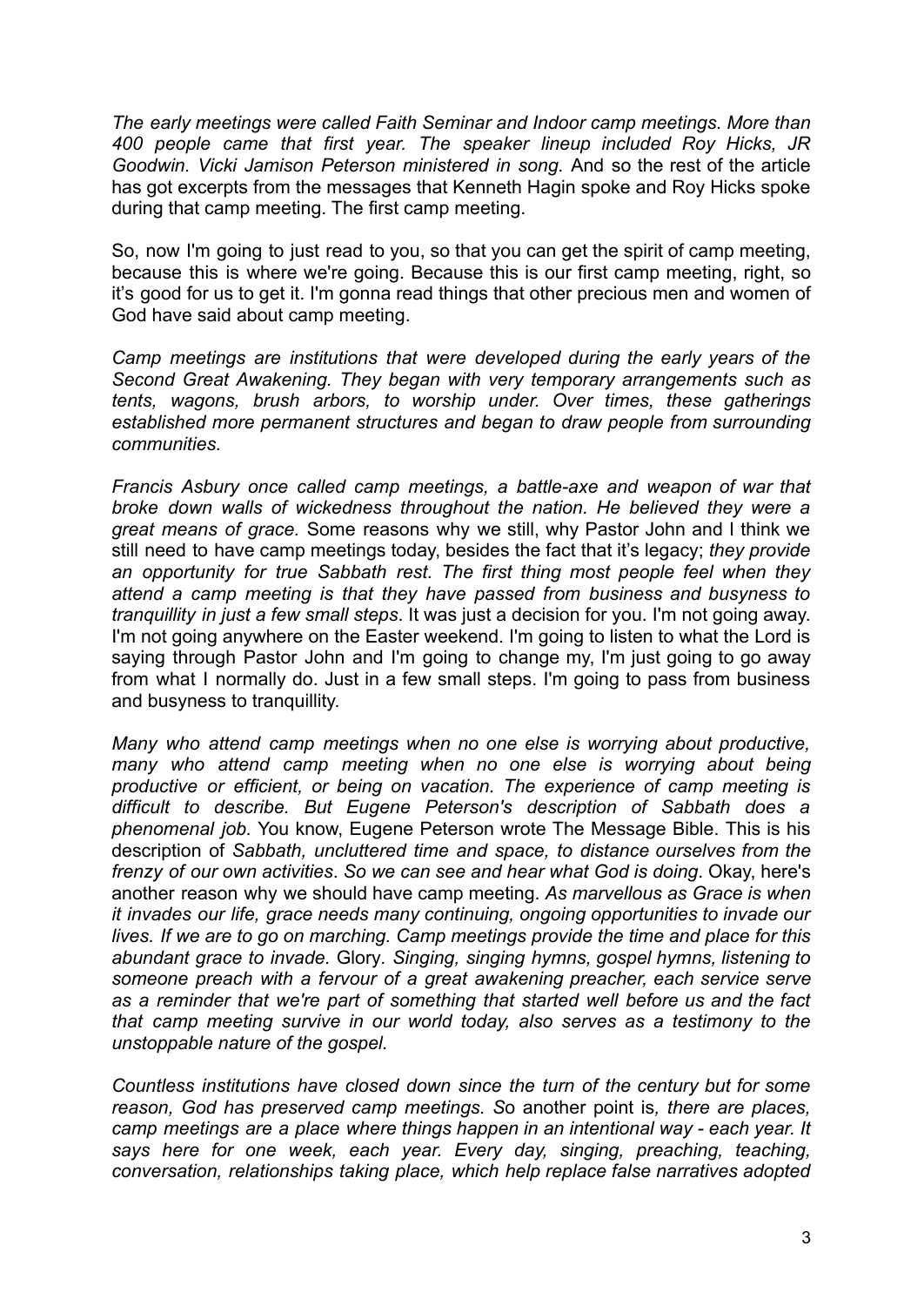*The early meetings were called Faith Seminar and Indoor camp meetings. More than 400 people came that first year. The speaker lineup included Roy Hicks, JR Goodwin. Vicki Jamison Peterson ministered in song.* And so the rest of the article has got excerpts from the messages that Kenneth Hagin spoke and Roy Hicks spoke during that camp meeting. The first camp meeting.

So, now I'm going to just read to you, so that you can get the spirit of camp meeting, because this is where we're going. Because this is our first camp meeting, right, so it's good for us to get it. I'm gonna read things that other precious men and women of God have said about camp meeting.

*Camp meetings are institutions that were developed during the early years of the Second Great Awakening. They began with very temporary arrangements such as tents, wagons, brush arbors, to worship under. Over times, these gatherings established more permanent structures and began to draw people from surrounding communities.*

*Francis Asbury once called camp meetings, a battle-axe and weapon of war that broke down walls of wickedness throughout the nation. He believed they were a great means of grace.* Some reasons why we still, why Pastor John and I think we still need to have camp meetings today, besides the fact that it's legacy; *they provide an opportunity for true Sabbath rest. The first thing most people feel when they attend a camp meeting is that they have passed from business and busyness to tranquillity in just a few small steps*. It was just a decision for you. I'm not going away. I'm not going anywhere on the Easter weekend. I'm going to listen to what the Lord is saying through Pastor John and I'm going to change my, I'm just going to go away from what I normally do. Just in a few small steps. I'm going to pass from business and busyness to tranquillity.

*Many who attend camp meetings when no one else is worrying about productive, many who attend camp meeting when no one else is worrying about being productive or efficient, or being on vacation. The experience of camp meeting is difficult to describe. But Eugene Peterson's description of Sabbath does a phenomenal job.* You know, Eugene Peterson wrote The Message Bible. This is his description of *Sabbath, uncluttered time and space, to distance ourselves from the frenzy of our own activities. So we can see and hear what God is doing*. Okay, here's another reason why we should have camp meeting. *As marvellous as Grace is when it invades our life, grace needs many continuing, ongoing opportunities to invade our lives. If we are to go on marching. Camp meetings provide the time and place for this abundant grace to invade.* Glory. *Singing, singing hymns, gospel hymns, listening to someone preach with a fervour of a great awakening preacher, each service serve as a reminder that we're part of something that started well before us and the fact that camp meeting survive in our world today, also serves as a testimony to the unstoppable nature of the gospel.*

*Countless institutions have closed down since the turn of the century but for some reason, God has preserved camp meetings. S*o another point is*, there are places, camp meetings are a place where things happen in an intentional way - each year. It says here for one week, each year. Every day, singing, preaching, teaching, conversation, relationships taking place, which help replace false narratives adopted*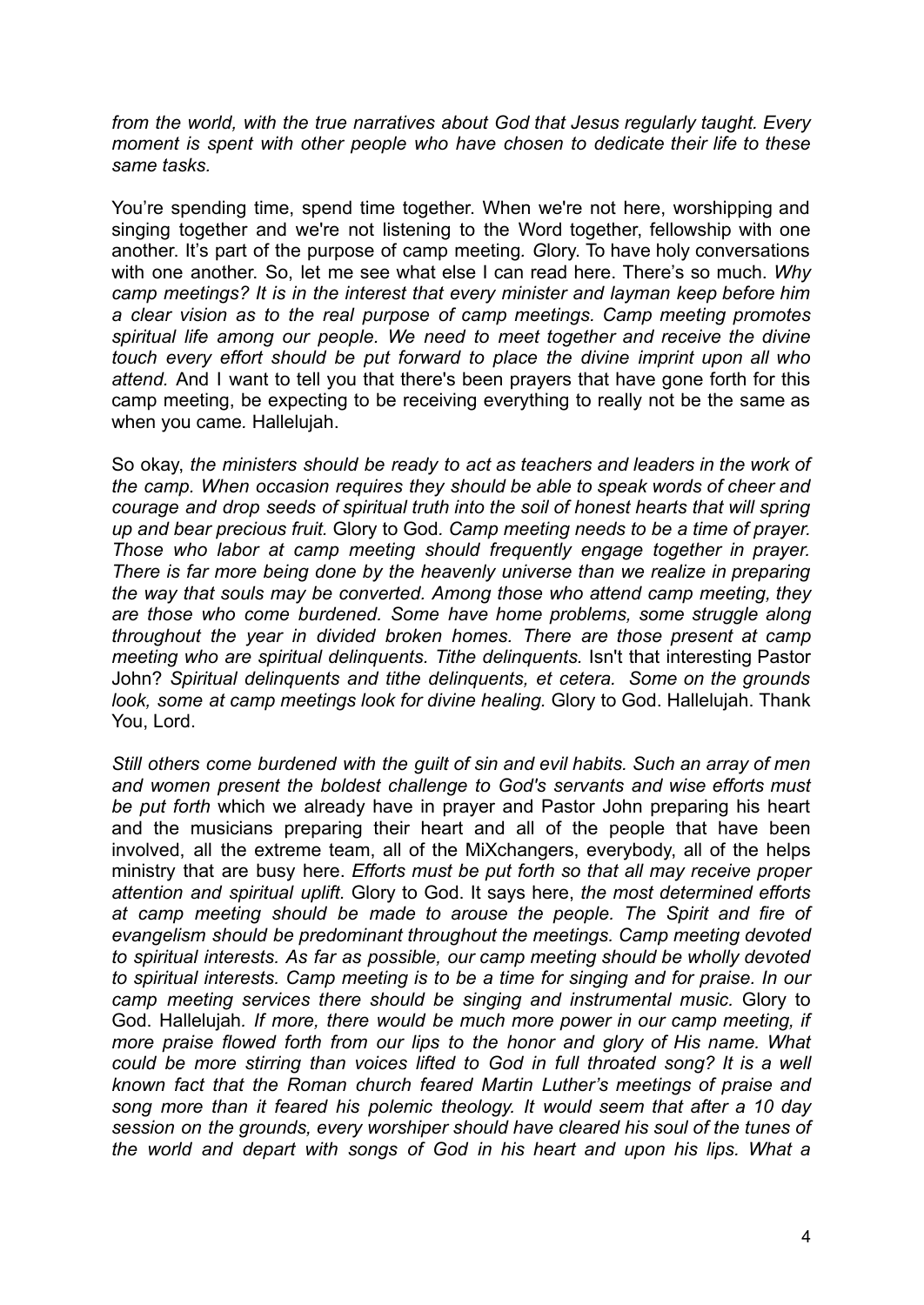*from the world, with the true narratives about God that Jesus regularly taught. Every moment is spent with other people who have chosen to dedicate their life to these same tasks.*

You're spending time, spend time together. When we're not here, worshipping and singing together and we're not listening to the Word together, fellowship with one another. It's part of the purpose of camp meeting*. G*lory. To have holy conversations with one another. So, let me see what else I can read here. There's so much. *Why camp meetings? It is in the interest that every minister and layman keep before him a clear vision as to the real purpose of camp meetings. Camp meeting promotes spiritual life among our people. We need to meet together and receive the divine touch every effort should be put forward to place the divine imprint upon all who attend.* And I want to tell you that there's been prayers that have gone forth for this camp meeting, be expecting to be receiving everything to really not be the same as when you came*.* Hallelujah.

So okay, *the ministers should be ready to act as teachers and leaders in the work of the camp. When occasion requires they should be able to speak words of cheer and courage and drop seeds of spiritual truth into the soil of honest hearts that will spring up and bear precious fruit.* Glory to God*. Camp meeting needs to be a time of prayer. Those who labor at camp meeting should frequently engage together in prayer. There is far more being done by the heavenly universe than we realize in preparing the way that souls may be converted. Among those who attend camp meeting, they are those who come burdened. Some have home problems, some struggle along throughout the year in divided broken homes. There are those present at camp meeting who are spiritual delinquents. Tithe delinquents.* Isn't that interesting Pastor John? *Spiritual delinquents and tithe delinquents, et cetera. Some on the grounds look, some at camp meetings look for divine healing.* Glory to God. Hallelujah. Thank You, Lord.

*Still others come burdened with the guilt of sin and evil habits. Such an array of men and women present the boldest challenge to God's servants and wise efforts must be put forth* which we already have in prayer and Pastor John preparing his heart and the musicians preparing their heart and all of the people that have been involved, all the extreme team, all of the MiXchangers, everybody, all of the helps ministry that are busy here. *Efforts must be put forth so that all may receive proper attention and spiritual uplift.* Glory to God. It says here, *the most determined efforts at camp meeting should be made to arouse the people. The Spirit and fire of evangelism should be predominant throughout the meetings. Camp meeting devoted to spiritual interests. As far as possible, our camp meeting should be wholly devoted to spiritual interests. Camp meeting is to be a time for singing and for praise. In our camp meeting services there should be singing and instrumental music.* Glory to God. Hallelujah*. If more, there would be much more power in our camp meeting, if more praise flowed forth from our lips to the honor and glory of His name. What could be more stirring than voices lifted to God in full throated song? It is a well known fact that the Roman church feared Martin Luther's meetings of praise and song more than it feared his polemic theology. It would seem that after a 10 day session on the grounds, every worshiper should have cleared his soul of the tunes of the world and depart with songs of God in his heart and upon his lips. What a*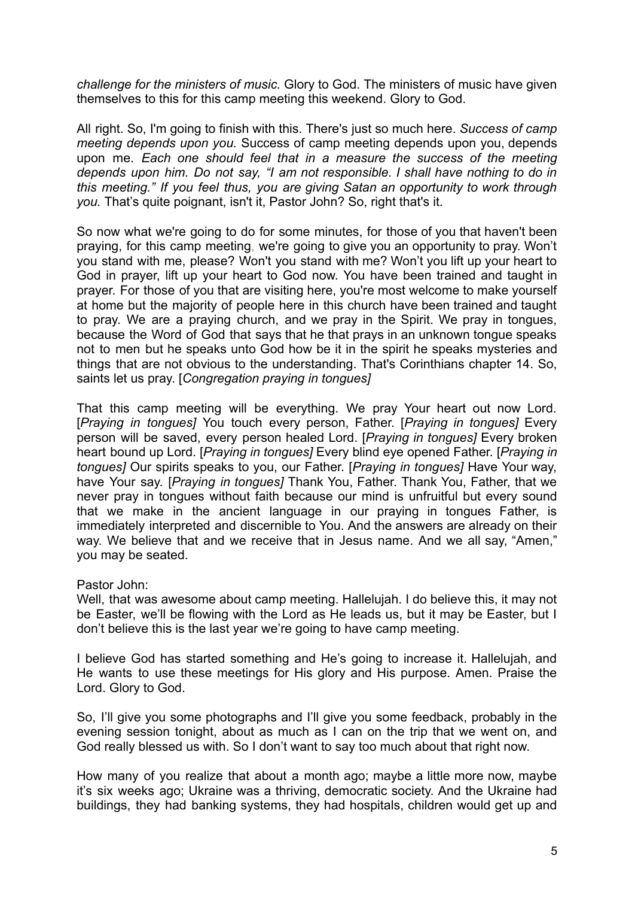*challenge for the ministers of music.* Glory to God. The ministers of music have given themselves to this for this camp meeting this weekend. Glory to God.

All right. So, I'm going to finish with this. There's just so much here. *Success of camp meeting depends upon you.* Success of camp meeting depends upon you, depends upon me. *Each one should feel that in a measure the success of the meeting depends upon him. Do not say, "I am not responsible. I shall have nothing to do in this meeting." If you feel thus, you are giving Satan an opportunity to work through you.* That's quite poignant, isn't it, Pastor John? So, right that's it.

So now what we're going to do for some minutes, for those of you that haven't been praying, for this camp meeting, we're going to give you an opportunity to pray. Won't you stand with me, please? Won't you stand with me? Won't you lift up your heart to God in prayer, lift up your heart to God now. You have been trained and taught in prayer. For those of you that are visiting here, you're most welcome to make yourself at home but the majority of people here in this church have been trained and taught to pray. We are a praying church, and we pray in the Spirit. We pray in tongues, because the Word of God that says that he that prays in an unknown tongue speaks not to men but he speaks unto God how be it in the spirit he speaks mysteries and things that are not obvious to the understanding. That's Corinthians chapter 14. So, saints let us pray. [*Congregation praying in tongues]*

That this camp meeting will be everything. We pray Your heart out now Lord. [*Praying in tongues]* You touch every person, Father. [*Praying in tongues]* Every person will be saved, every person healed Lord. [*Praying in tongues]* Every broken heart bound up Lord. [*Praying in tongues]* Every blind eye opened Father. [*Praying in tongues]* Our spirits speaks to you, our Father. [*Praying in tongues]* Have Your way, have Your say. [*Praying in tongues]* Thank You, Father. Thank You, Father, that we never pray in tongues without faith because our mind is unfruitful but every sound that we make in the ancient language in our praying in tongues Father, is immediately interpreted and discernible to You. And the answers are already on their way. We believe that and we receive that in Jesus name. And we all say, "Amen," you may be seated.

Pastor John:
Well, that was awesome about camp meeting. Hallelujah. I do believe this, it may not be Easter, we'll be flowing with the Lord as He leads us, but it may be Easter, but I don't believe this is the last year we're going to have camp meeting.

I believe God has started something and He's going to increase it. Hallelujah, and He wants to use these meetings for His glory and His purpose. Amen. Praise the Lord. Glory to God.

So, I'll give you some photographs and I'll give you some feedback, probably in the evening session tonight, about as much as I can on the trip that we went on, and God really blessed us with. So I don't want to say too much about that right now.

How many of you realize that about a month ago; maybe a little more now, maybe it's six weeks ago; Ukraine was a thriving, democratic society. And the Ukraine had buildings, they had banking systems, they had hospitals, children would get up and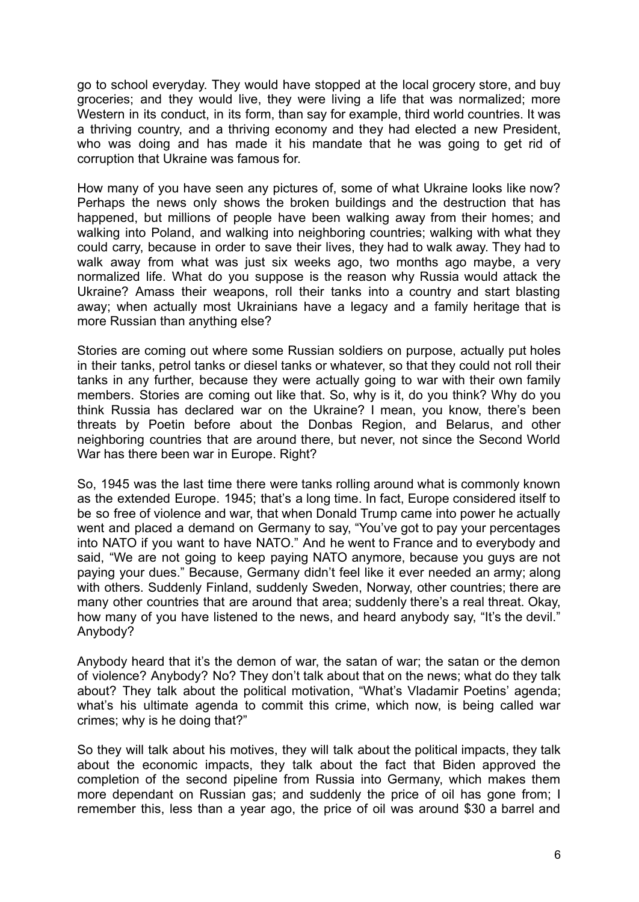go to school everyday. They would have stopped at the local grocery store, and buy groceries; and they would live, they were living a life that was normalized; more Western in its conduct, in its form, than say for example, third world countries. It was a thriving country, and a thriving economy and they had elected a new President, who was doing and has made it his mandate that he was going to get rid of corruption that Ukraine was famous for.

How many of you have seen any pictures of, some of what Ukraine looks like now? Perhaps the news only shows the broken buildings and the destruction that has happened, but millions of people have been walking away from their homes; and walking into Poland, and walking into neighboring countries; walking with what they could carry, because in order to save their lives, they had to walk away. They had to walk away from what was just six weeks ago, two months ago maybe, a very normalized life. What do you suppose is the reason why Russia would attack the Ukraine? Amass their weapons, roll their tanks into a country and start blasting away; when actually most Ukrainians have a legacy and a family heritage that is more Russian than anything else?

Stories are coming out where some Russian soldiers on purpose, actually put holes in their tanks, petrol tanks or diesel tanks or whatever, so that they could not roll their tanks in any further, because they were actually going to war with their own family members. Stories are coming out like that. So, why is it, do you think? Why do you think Russia has declared war on the Ukraine? I mean, you know, there's been threats by Poetin before about the Donbas Region, and Belarus, and other neighboring countries that are around there, but never, not since the Second World War has there been war in Europe. Right?

So, 1945 was the last time there were tanks rolling around what is commonly known as the extended Europe. 1945; that's a long time. In fact, Europe considered itself to be so free of violence and war, that when Donald Trump came into power he actually went and placed a demand on Germany to say, "You've got to pay your percentages into NATO if you want to have NATO." And he went to France and to everybody and said, "We are not going to keep paying NATO anymore, because you guys are not paying your dues." Because, Germany didn't feel like it ever needed an army; along with others. Suddenly Finland, suddenly Sweden, Norway, other countries; there are many other countries that are around that area; suddenly there's a real threat. Okay, how many of you have listened to the news, and heard anybody say, "It's the devil." Anybody?

Anybody heard that it's the demon of war, the satan of war; the satan or the demon of violence? Anybody? No? They don't talk about that on the news; what do they talk about? They talk about the political motivation, "What's Vladamir Poetins' agenda; what's his ultimate agenda to commit this crime, which now, is being called war crimes; why is he doing that?"

So they will talk about his motives, they will talk about the political impacts, they talk about the economic impacts, they talk about the fact that Biden approved the completion of the second pipeline from Russia into Germany, which makes them more dependant on Russian gas; and suddenly the price of oil has gone from; I remember this, less than a year ago, the price of oil was around $30 a barrel and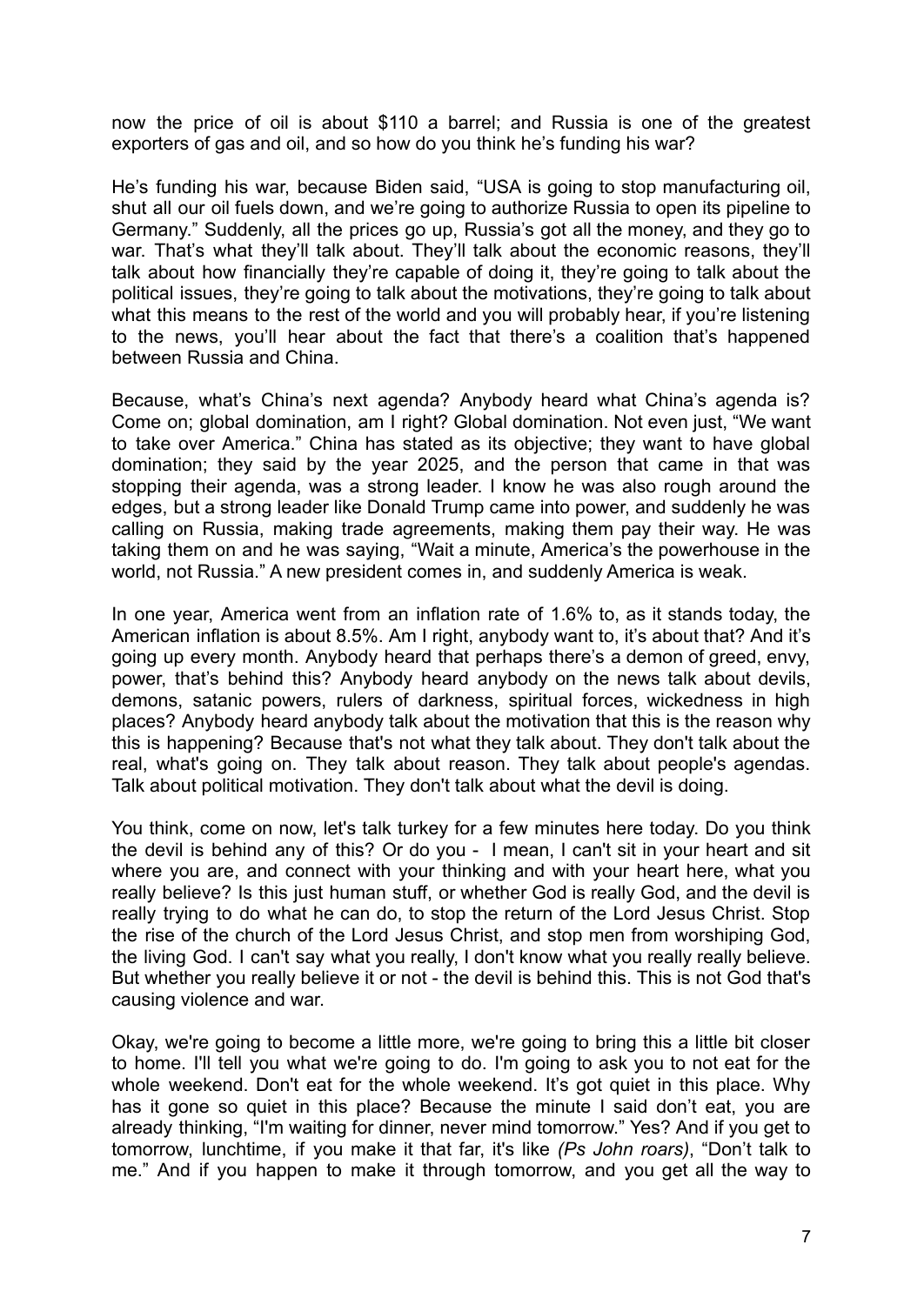now the price of oil is about $110 a barrel; and Russia is one of the greatest exporters of gas and oil, and so how do you think he's funding his war?

He's funding his war, because Biden said, "USA is going to stop manufacturing oil, shut all our oil fuels down, and we're going to authorize Russia to open its pipeline to Germany." Suddenly, all the prices go up, Russia's got all the money, and they go to war. That's what they'll talk about. They'll talk about the economic reasons, they'll talk about how financially they're capable of doing it, they're going to talk about the political issues, they're going to talk about the motivations, they're going to talk about what this means to the rest of the world and you will probably hear, if you're listening to the news, you'll hear about the fact that there's a coalition that's happened between Russia and China.

Because, what's China's next agenda? Anybody heard what China's agenda is? Come on; global domination, am I right? Global domination. Not even just, "We want to take over America." China has stated as its objective; they want to have global domination; they said by the year 2025, and the person that came in that was stopping their agenda, was a strong leader. I know he was also rough around the edges, but a strong leader like Donald Trump came into power, and suddenly he was calling on Russia, making trade agreements, making them pay their way. He was taking them on and he was saying, "Wait a minute, America's the powerhouse in the world, not Russia." A new president comes in, and suddenly America is weak.

In one year, America went from an inflation rate of 1.6% to, as it stands today, the American inflation is about 8.5%. Am I right, anybody want to, it's about that? And it's going up every month. Anybody heard that perhaps there's a demon of greed, envy, power, that's behind this? Anybody heard anybody on the news talk about devils, demons, satanic powers, rulers of darkness, spiritual forces, wickedness in high places? Anybody heard anybody talk about the motivation that this is the reason why this is happening? Because that's not what they talk about. They don't talk about the real, what's going on. They talk about reason. They talk about people's agendas. Talk about political motivation. They don't talk about what the devil is doing.

You think, come on now, let's talk turkey for a few minutes here today. Do you think the devil is behind any of this? Or do you - I mean, I can't sit in your heart and sit where you are, and connect with your thinking and with your heart here, what you really believe? Is this just human stuff, or whether God is really God, and the devil is really trying to do what he can do, to stop the return of the Lord Jesus Christ. Stop the rise of the church of the Lord Jesus Christ, and stop men from worshiping God, the living God. I can't say what you really, I don't know what you really really believe. But whether you really believe it or not - the devil is behind this. This is not God that's causing violence and war.

Okay, we're going to become a little more, we're going to bring this a little bit closer to home. I'll tell you what we're going to do. I'm going to ask you to not eat for the whole weekend. Don't eat for the whole weekend. It's got quiet in this place. Why has it gone so quiet in this place? Because the minute I said don't eat, you are already thinking, "I'm waiting for dinner, never mind tomorrow." Yes? And if you get to tomorrow, lunchtime, if you make it that far, it's like *(Ps John roars)*, "Don't talk to me." And if you happen to make it through tomorrow, and you get all the way to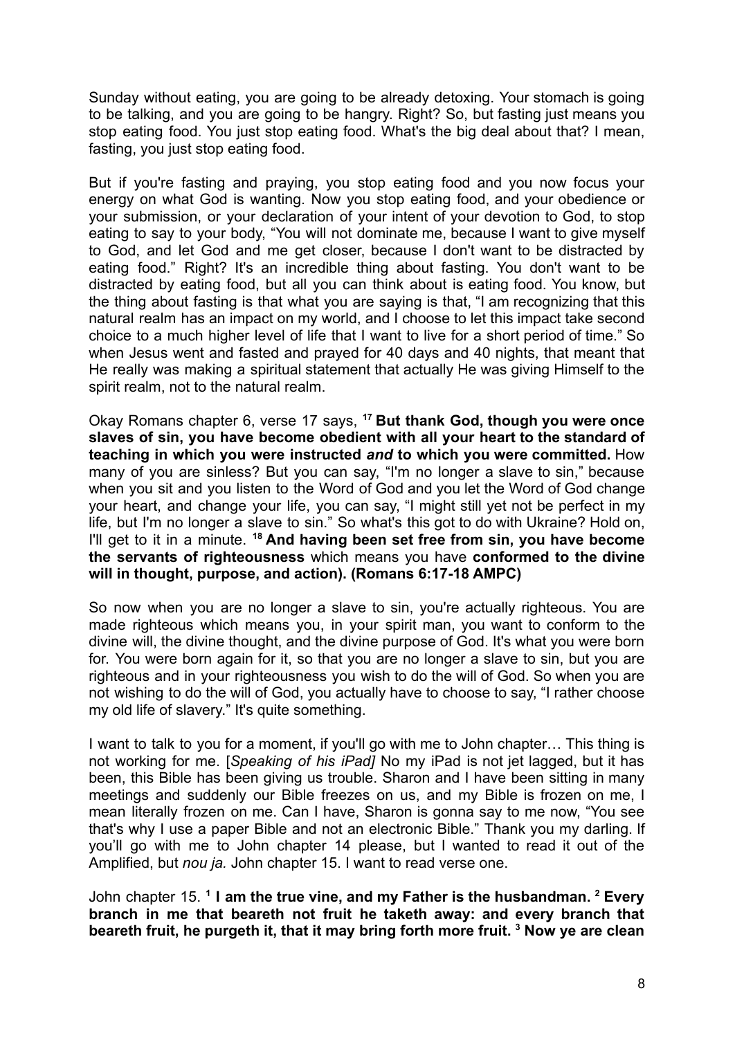Sunday without eating, you are going to be already detoxing. Your stomach is going to be talking, and you are going to be hangry. Right? So, but fasting just means you stop eating food. You just stop eating food. What's the big deal about that? I mean, fasting, you just stop eating food.

But if you're fasting and praying, you stop eating food and you now focus your energy on what God is wanting. Now you stop eating food, and your obedience or your submission, or your declaration of your intent of your devotion to God, to stop eating to say to your body, "You will not dominate me, because I want to give myself to God, and let God and me get closer, because I don't want to be distracted by eating food." Right? It's an incredible thing about fasting. You don't want to be distracted by eating food, but all you can think about is eating food. You know, but the thing about fasting is that what you are saying is that, "I am recognizing that this natural realm has an impact on my world, and I choose to let this impact take second choice to a much higher level of life that I want to live for a short period of time." So when Jesus went and fasted and prayed for 40 days and 40 nights, that meant that He really was making a spiritual statement that actually He was giving Himself to the spirit realm, not to the natural realm.

Okay Romans chapter 6, verse 17 says, [17] **But thank God, though you were once slaves of sin, you have become obedient with all your heart to the standard of teaching in which you were instructed *and* to which you were committed.** How many of you are sinless? But you can say, "I'm no longer a slave to sin," because when you sit and you listen to the Word of God and you let the Word of God change your heart, and change your life, you can say, "I might still yet not be perfect in my life, but I'm no longer a slave to sin." So what's this got to do with Ukraine? Hold on, I'll get to it in a minute. [18] **And having been set free from sin, you have become the servants of righteousness** which means you have **conformed to the divine will in thought, purpose, and action). (Romans 6:17-18 AMPC)**

So now when you are no longer a slave to sin, you're actually righteous. You are made righteous which means you, in your spirit man, you want to conform to the divine will, the divine thought, and the divine purpose of God. It's what you were born for. You were born again for it, so that you are no longer a slave to sin, but you are righteous and in your righteousness you wish to do the will of God. So when you are not wishing to do the will of God, you actually have to choose to say, "I rather choose my old life of slavery." It's quite something.

I want to talk to you for a moment, if you'll go with me to John chapter… This thing is not working for me. [*Speaking of his iPad]* No my iPad is not jet lagged, but it has been, this Bible has been giving us trouble. Sharon and I have been sitting in many meetings and suddenly our Bible freezes on us, and my Bible is frozen on me, I mean literally frozen on me. Can I have, Sharon is gonna say to me now, "You see that's why I use a paper Bible and not an electronic Bible." Thank you my darling. If you'll go with me to John chapter 14 please, but I wanted to read it out of the Amplified, but *nou ja.* John chapter 15. I want to read verse one.

John chapter 15. [1] **I am the true vine, and my Father is the husbandman.** [2] **Every branch in me that beareth not fruit he taketh away: and every branch that beareth fruit, he purgeth it, that it may bring forth more fruit.** [3] **Now ye are clean**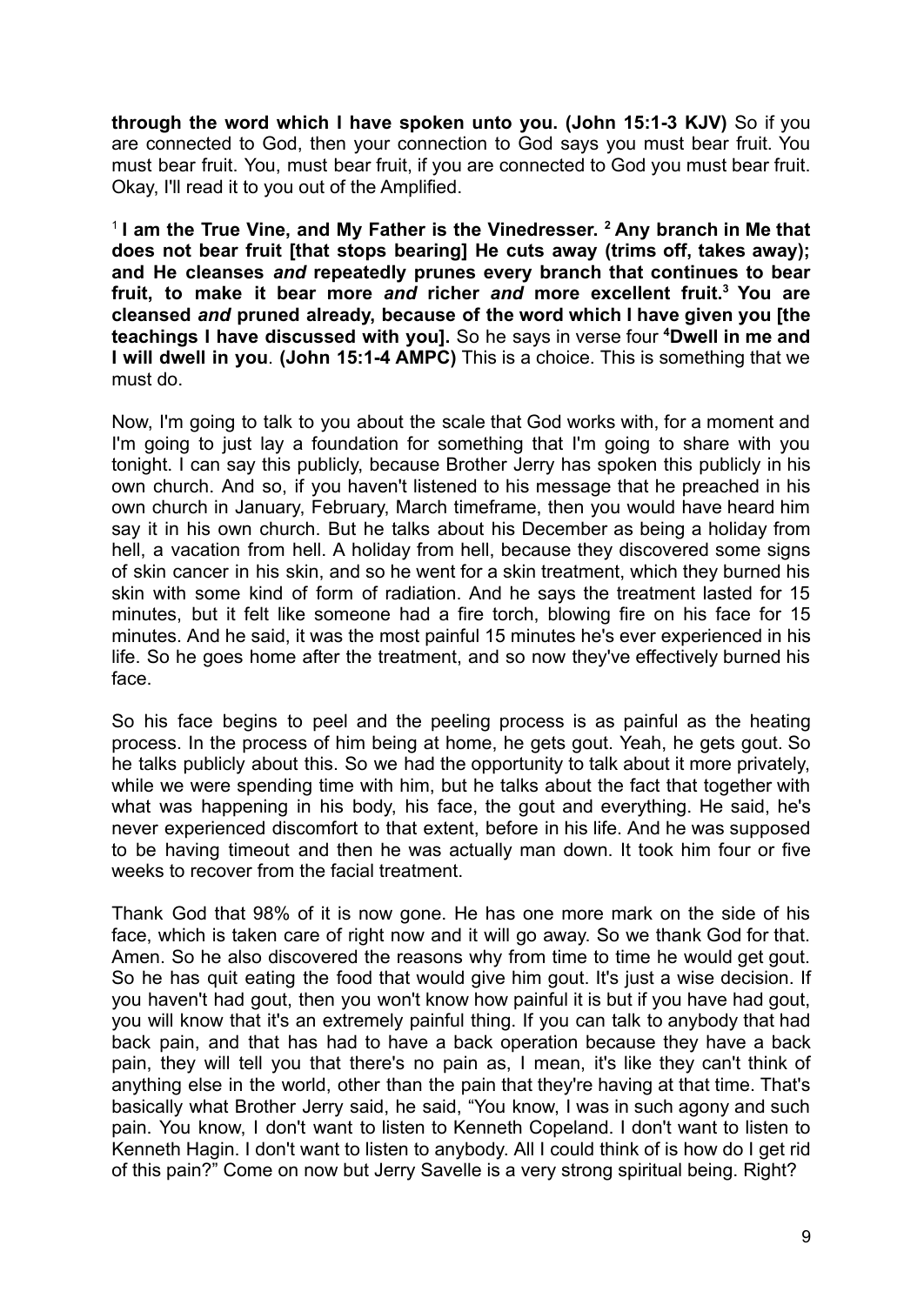**through the word which I have spoken unto you. (John 15:1-3 KJV)** So if you are connected to God, then your connection to God says you must bear fruit. You must bear fruit. You, must bear fruit, if you are connected to God you must bear fruit. Okay, I'll read it to you out of the Amplified.

[1] **I am the True Vine, and My Father is the Vinedresser.** [2] **Any branch in Me that does not bear fruit [that stops bearing] He cuts away (trims off, takes away); and He cleanses *and* repeatedly prunes every branch that continues to bear fruit, to make it bear more *and* richer *and* more excellent fruit.**[3] **You are cleansed *and* pruned already, because of the word which I have given you [the teachings I have discussed with you].** So he says in verse four [4]**Dwell in me and I will dwell in you**. **(John 15:1-4 AMPC)** This is a choice. This is something that we must do.

Now, I'm going to talk to you about the scale that God works with, for a moment and I'm going to just lay a foundation for something that I'm going to share with you tonight. I can say this publicly, because Brother Jerry has spoken this publicly in his own church. And so, if you haven't listened to his message that he preached in his own church in January, February, March timeframe, then you would have heard him say it in his own church. But he talks about his December as being a holiday from hell, a vacation from hell. A holiday from hell, because they discovered some signs of skin cancer in his skin, and so he went for a skin treatment, which they burned his skin with some kind of form of radiation. And he says the treatment lasted for 15 minutes, but it felt like someone had a fire torch, blowing fire on his face for 15 minutes. And he said, it was the most painful 15 minutes he's ever experienced in his life. So he goes home after the treatment, and so now they've effectively burned his face.

So his face begins to peel and the peeling process is as painful as the heating process. In the process of him being at home, he gets gout. Yeah, he gets gout. So he talks publicly about this. So we had the opportunity to talk about it more privately, while we were spending time with him, but he talks about the fact that together with what was happening in his body, his face, the gout and everything. He said, he's never experienced discomfort to that extent, before in his life. And he was supposed to be having timeout and then he was actually man down. It took him four or five weeks to recover from the facial treatment.

Thank God that 98% of it is now gone. He has one more mark on the side of his face, which is taken care of right now and it will go away. So we thank God for that. Amen. So he also discovered the reasons why from time to time he would get gout. So he has quit eating the food that would give him gout. It's just a wise decision. If you haven't had gout, then you won't know how painful it is but if you have had gout, you will know that it's an extremely painful thing. If you can talk to anybody that had back pain, and that has had to have a back operation because they have a back pain, they will tell you that there's no pain as, I mean, it's like they can't think of anything else in the world, other than the pain that they're having at that time. That's basically what Brother Jerry said, he said, "You know, I was in such agony and such pain. You know, I don't want to listen to Kenneth Copeland. I don't want to listen to Kenneth Hagin. I don't want to listen to anybody. All I could think of is how do I get rid of this pain?" Come on now but Jerry Savelle is a very strong spiritual being. Right?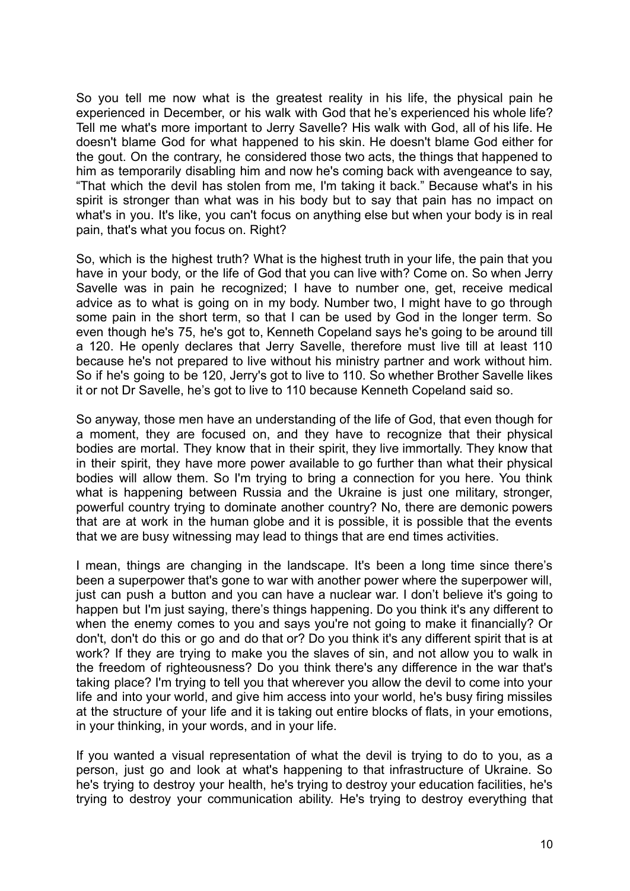So you tell me now what is the greatest reality in his life, the physical pain he experienced in December, or his walk with God that he's experienced his whole life? Tell me what's more important to Jerry Savelle? His walk with God, all of his life. He doesn't blame God for what happened to his skin. He doesn't blame God either for the gout. On the contrary, he considered those two acts, the things that happened to him as temporarily disabling him and now he's coming back with avengeance to say, "That which the devil has stolen from me, I'm taking it back." Because what's in his spirit is stronger than what was in his body but to say that pain has no impact on what's in you. It's like, you can't focus on anything else but when your body is in real pain, that's what you focus on. Right?

So, which is the highest truth? What is the highest truth in your life, the pain that you have in your body, or the life of God that you can live with? Come on. So when Jerry Savelle was in pain he recognized; I have to number one, get, receive medical advice as to what is going on in my body. Number two, I might have to go through some pain in the short term, so that I can be used by God in the longer term. So even though he's 75, he's got to, Kenneth Copeland says he's going to be around till a 120. He openly declares that Jerry Savelle, therefore must live till at least 110 because he's not prepared to live without his ministry partner and work without him. So if he's going to be 120, Jerry's got to live to 110. So whether Brother Savelle likes it or not Dr Savelle, he's got to live to 110 because Kenneth Copeland said so.

So anyway, those men have an understanding of the life of God, that even though for a moment, they are focused on, and they have to recognize that their physical bodies are mortal. They know that in their spirit, they live immortally. They know that in their spirit, they have more power available to go further than what their physical bodies will allow them. So I'm trying to bring a connection for you here. You think what is happening between Russia and the Ukraine is just one military, stronger, powerful country trying to dominate another country? No, there are demonic powers that are at work in the human globe and it is possible, it is possible that the events that we are busy witnessing may lead to things that are end times activities.

I mean, things are changing in the landscape. It's been a long time since there's been a superpower that's gone to war with another power where the superpower will, just can push a button and you can have a nuclear war. I don't believe it's going to happen but I'm just saying, there's things happening. Do you think it's any different to when the enemy comes to you and says you're not going to make it financially? Or don't, don't do this or go and do that or? Do you think it's any different spirit that is at work? If they are trying to make you the slaves of sin, and not allow you to walk in the freedom of righteousness? Do you think there's any difference in the war that's taking place? I'm trying to tell you that wherever you allow the devil to come into your life and into your world, and give him access into your world, he's busy firing missiles at the structure of your life and it is taking out entire blocks of flats, in your emotions, in your thinking, in your words, and in your life.

If you wanted a visual representation of what the devil is trying to do to you, as a person, just go and look at what's happening to that infrastructure of Ukraine. So he's trying to destroy your health, he's trying to destroy your education facilities, he's trying to destroy your communication ability. He's trying to destroy everything that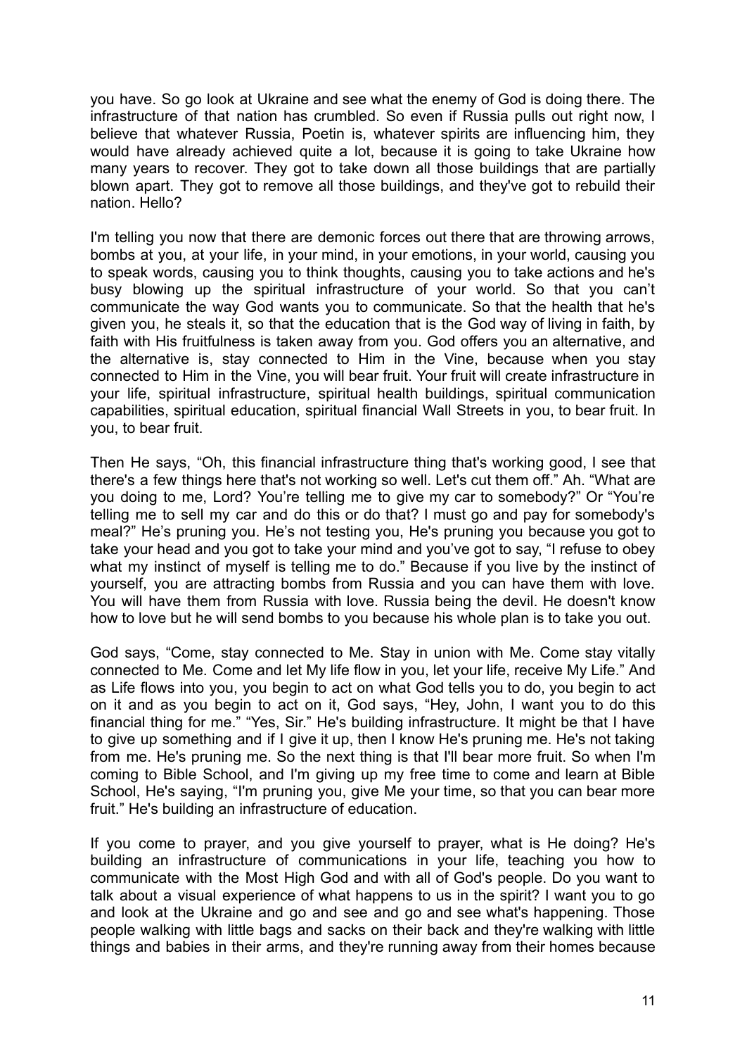you have. So go look at Ukraine and see what the enemy of God is doing there. The infrastructure of that nation has crumbled. So even if Russia pulls out right now, I believe that whatever Russia, Poetin is, whatever spirits are influencing him, they would have already achieved quite a lot, because it is going to take Ukraine how many years to recover. They got to take down all those buildings that are partially blown apart. They got to remove all those buildings, and they've got to rebuild their nation. Hello?

I'm telling you now that there are demonic forces out there that are throwing arrows, bombs at you, at your life, in your mind, in your emotions, in your world, causing you to speak words, causing you to think thoughts, causing you to take actions and he's busy blowing up the spiritual infrastructure of your world. So that you can't communicate the way God wants you to communicate. So that the health that he's given you, he steals it, so that the education that is the God way of living in faith, by faith with His fruitfulness is taken away from you. God offers you an alternative, and the alternative is, stay connected to Him in the Vine, because when you stay connected to Him in the Vine, you will bear fruit. Your fruit will create infrastructure in your life, spiritual infrastructure, spiritual health buildings, spiritual communication capabilities, spiritual education, spiritual financial Wall Streets in you, to bear fruit. In you, to bear fruit.

Then He says, "Oh, this financial infrastructure thing that's working good, I see that there's a few things here that's not working so well. Let's cut them off." Ah. "What are you doing to me, Lord? You're telling me to give my car to somebody?" Or "You're telling me to sell my car and do this or do that? I must go and pay for somebody's meal?" He's pruning you. He's not testing you, He's pruning you because you got to take your head and you got to take your mind and you've got to say, "I refuse to obey what my instinct of myself is telling me to do." Because if you live by the instinct of yourself, you are attracting bombs from Russia and you can have them with love. You will have them from Russia with love. Russia being the devil. He doesn't know how to love but he will send bombs to you because his whole plan is to take you out.

God says, "Come, stay connected to Me. Stay in union with Me. Come stay vitally connected to Me. Come and let My life flow in you, let your life, receive My Life." And as Life flows into you, you begin to act on what God tells you to do, you begin to act on it and as you begin to act on it, God says, "Hey, John, I want you to do this financial thing for me." "Yes, Sir." He's building infrastructure. It might be that I have to give up something and if I give it up, then I know He's pruning me. He's not taking from me. He's pruning me. So the next thing is that I'll bear more fruit. So when I'm coming to Bible School, and I'm giving up my free time to come and learn at Bible School, He's saying, "I'm pruning you, give Me your time, so that you can bear more fruit." He's building an infrastructure of education.

If you come to prayer, and you give yourself to prayer, what is He doing? He's building an infrastructure of communications in your life, teaching you how to communicate with the Most High God and with all of God's people. Do you want to talk about a visual experience of what happens to us in the spirit? I want you to go and look at the Ukraine and go and see and go and see what's happening. Those people walking with little bags and sacks on their back and they're walking with little things and babies in their arms, and they're running away from their homes because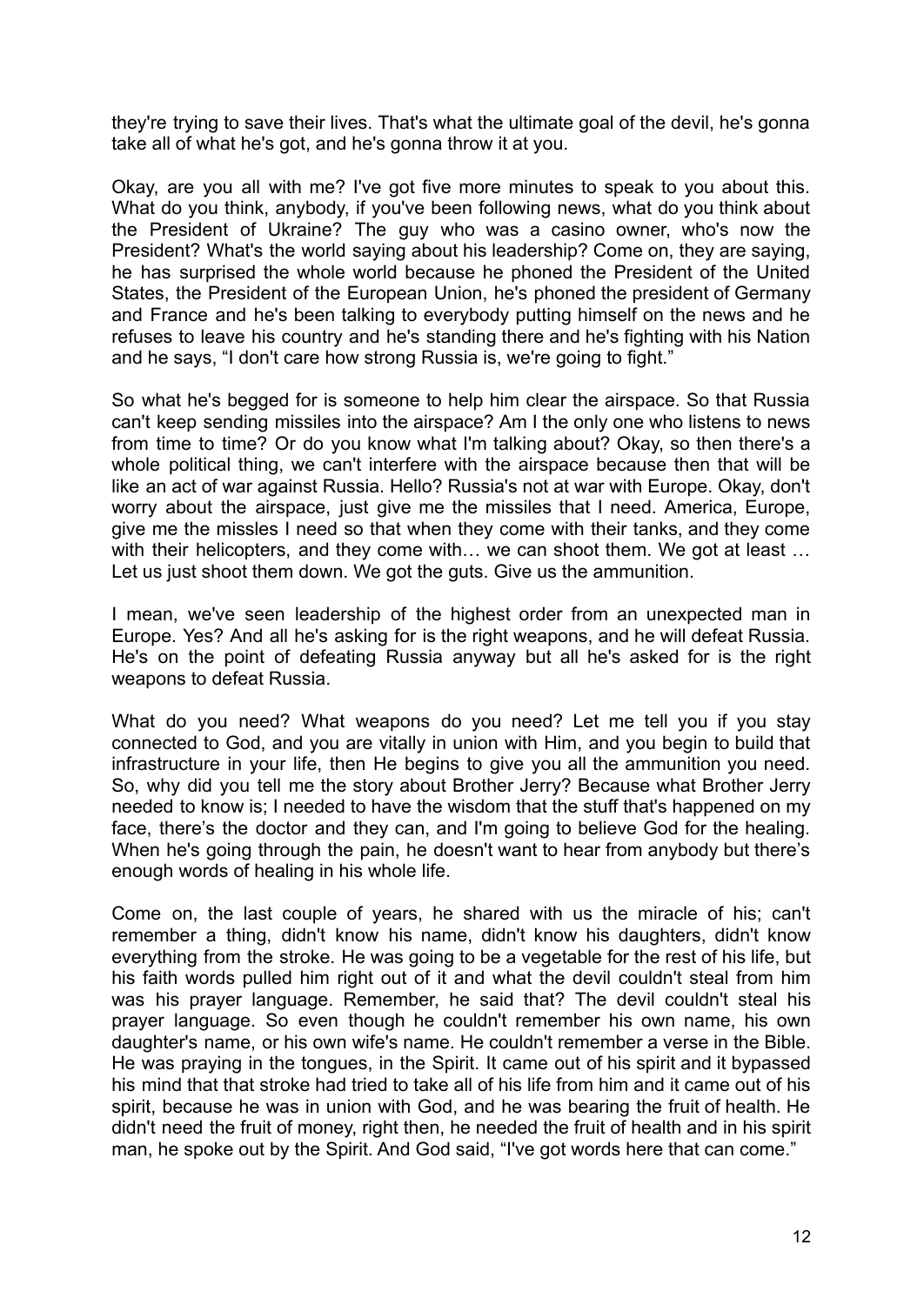they're trying to save their lives. That's what the ultimate goal of the devil, he's gonna take all of what he's got, and he's gonna throw it at you.

Okay, are you all with me? I've got five more minutes to speak to you about this. What do you think, anybody, if you've been following news, what do you think about the President of Ukraine? The guy who was a casino owner, who's now the President? What's the world saying about his leadership? Come on, they are saying, he has surprised the whole world because he phoned the President of the United States, the President of the European Union, he's phoned the president of Germany and France and he's been talking to everybody putting himself on the news and he refuses to leave his country and he's standing there and he's fighting with his Nation and he says, "I don't care how strong Russia is, we're going to fight."

So what he's begged for is someone to help him clear the airspace. So that Russia can't keep sending missiles into the airspace? Am I the only one who listens to news from time to time? Or do you know what I'm talking about? Okay, so then there's a whole political thing, we can't interfere with the airspace because then that will be like an act of war against Russia. Hello? Russia's not at war with Europe. Okay, don't worry about the airspace, just give me the missiles that I need. America, Europe, give me the missles I need so that when they come with their tanks, and they come with their helicopters, and they come with… we can shoot them. We got at least … Let us just shoot them down. We got the guts. Give us the ammunition.

I mean, we've seen leadership of the highest order from an unexpected man in Europe. Yes? And all he's asking for is the right weapons, and he will defeat Russia. He's on the point of defeating Russia anyway but all he's asked for is the right weapons to defeat Russia.

What do you need? What weapons do you need? Let me tell you if you stay connected to God, and you are vitally in union with Him, and you begin to build that infrastructure in your life, then He begins to give you all the ammunition you need. So, why did you tell me the story about Brother Jerry? Because what Brother Jerry needed to know is; I needed to have the wisdom that the stuff that's happened on my face, there's the doctor and they can, and I'm going to believe God for the healing. When he's going through the pain, he doesn't want to hear from anybody but there's enough words of healing in his whole life.

Come on, the last couple of years, he shared with us the miracle of his; can't remember a thing, didn't know his name, didn't know his daughters, didn't know everything from the stroke. He was going to be a vegetable for the rest of his life, but his faith words pulled him right out of it and what the devil couldn't steal from him was his prayer language. Remember, he said that? The devil couldn't steal his prayer language. So even though he couldn't remember his own name, his own daughter's name, or his own wife's name. He couldn't remember a verse in the Bible. He was praying in the tongues, in the Spirit. It came out of his spirit and it bypassed his mind that that stroke had tried to take all of his life from him and it came out of his spirit, because he was in union with God, and he was bearing the fruit of health. He didn't need the fruit of money, right then, he needed the fruit of health and in his spirit man, he spoke out by the Spirit. And God said, "I've got words here that can come."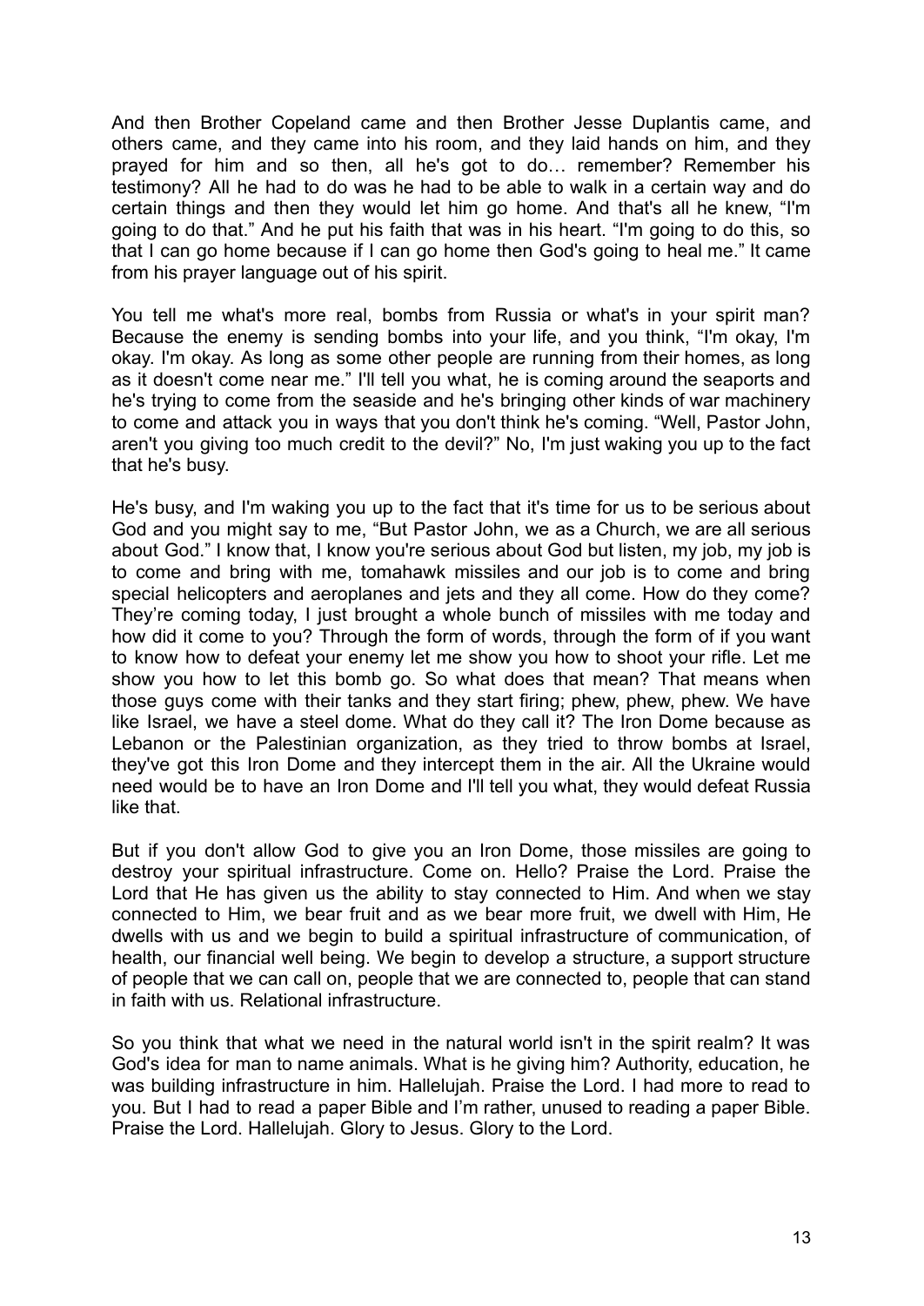And then Brother Copeland came and then Brother Jesse Duplantis came, and others came, and they came into his room, and they laid hands on him, and they prayed for him and so then, all he's got to do… remember? Remember his testimony? All he had to do was he had to be able to walk in a certain way and do certain things and then they would let him go home. And that's all he knew, “I'm going to do that.” And he put his faith that was in his heart. “I'm going to do this, so that I can go home because if I can go home then God's going to heal me.” It came from his prayer language out of his spirit.

You tell me what's more real, bombs from Russia or what's in your spirit man? Because the enemy is sending bombs into your life, and you think, “I'm okay, I'm okay. I'm okay. As long as some other people are running from their homes, as long as it doesn't come near me.” I'll tell you what, he is coming around the seaports and he's trying to come from the seaside and he's bringing other kinds of war machinery to come and attack you in ways that you don't think he's coming. “Well, Pastor John, aren't you giving too much credit to the devil?” No, I'm just waking you up to the fact that he's busy.

He's busy, and I'm waking you up to the fact that it's time for us to be serious about God and you might say to me, “But Pastor John, we as a Church, we are all serious about God.” I know that, I know you're serious about God but listen, my job, my job is to come and bring with me, tomahawk missiles and our job is to come and bring special helicopters and aeroplanes and jets and they all come. How do they come? They're coming today, I just brought a whole bunch of missiles with me today and how did it come to you? Through the form of words, through the form of if you want to know how to defeat your enemy let me show you how to shoot your rifle. Let me show you how to let this bomb go. So what does that mean? That means when those guys come with their tanks and they start firing; phew, phew, phew. We have like Israel, we have a steel dome. What do they call it? The Iron Dome because as Lebanon or the Palestinian organization, as they tried to throw bombs at Israel, they've got this Iron Dome and they intercept them in the air. All the Ukraine would need would be to have an Iron Dome and I'll tell you what, they would defeat Russia like that.

But if you don't allow God to give you an Iron Dome, those missiles are going to destroy your spiritual infrastructure. Come on. Hello? Praise the Lord. Praise the Lord that He has given us the ability to stay connected to Him. And when we stay connected to Him, we bear fruit and as we bear more fruit, we dwell with Him, He dwells with us and we begin to build a spiritual infrastructure of communication, of health, our financial well being. We begin to develop a structure, a support structure of people that we can call on, people that we are connected to, people that can stand in faith with us. Relational infrastructure.

So you think that what we need in the natural world isn't in the spirit realm? It was God's idea for man to name animals. What is he giving him? Authority, education, he was building infrastructure in him. Hallelujah. Praise the Lord. I had more to read to you. But I had to read a paper Bible and I'm rather, unused to reading a paper Bible. Praise the Lord. Hallelujah. Glory to Jesus. Glory to the Lord.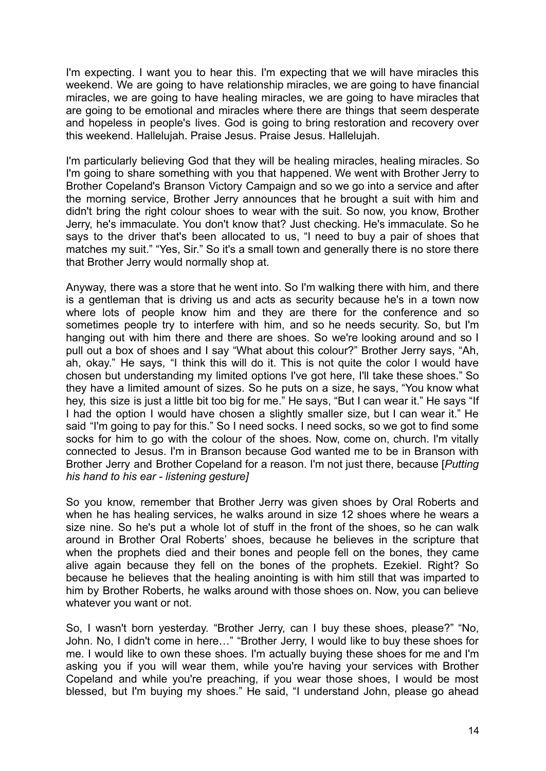I'm expecting. I want you to hear this. I'm expecting that we will have miracles this weekend. We are going to have relationship miracles, we are going to have financial miracles, we are going to have healing miracles, we are going to have miracles that are going to be emotional and miracles where there are things that seem desperate and hopeless in people's lives. God is going to bring restoration and recovery over this weekend. Hallelujah. Praise Jesus. Praise Jesus. Hallelujah.

I'm particularly believing God that they will be healing miracles, healing miracles. So I'm going to share something with you that happened. We went with Brother Jerry to Brother Copeland's Branson Victory Campaign and so we go into a service and after the morning service, Brother Jerry announces that he brought a suit with him and didn't bring the right colour shoes to wear with the suit. So now, you know, Brother Jerry, he's immaculate. You don't know that? Just checking. He's immaculate. So he says to the driver that's been allocated to us, "I need to buy a pair of shoes that matches my suit." "Yes, Sir." So it's a small town and generally there is no store there that Brother Jerry would normally shop at.

Anyway, there was a store that he went into. So I'm walking there with him, and there is a gentleman that is driving us and acts as security because he's in a town now where lots of people know him and they are there for the conference and so sometimes people try to interfere with him, and so he needs security. So, but I'm hanging out with him there and there are shoes. So we're looking around and so I pull out a box of shoes and I say "What about this colour?" Brother Jerry says, "Ah, ah, okay." He says, "I think this will do it. This is not quite the color I would have chosen but understanding my limited options I've got here, I'll take these shoes." So they have a limited amount of sizes. So he puts on a size, he says, "You know what hey, this size is just a little bit too big for me." He says, "But I can wear it." He says "If I had the option I would have chosen a slightly smaller size, but I can wear it." He said "I'm going to pay for this." So I need socks. I need socks, so we got to find some socks for him to go with the colour of the shoes. Now, come on, church. I'm vitally connected to Jesus. I'm in Branson because God wanted me to be in Branson with Brother Jerry and Brother Copeland for a reason. I'm not just there, because [*Putting his hand to his ear - listening gesture]*

So you know, remember that Brother Jerry was given shoes by Oral Roberts and when he has healing services, he walks around in size 12 shoes where he wears a size nine. So he's put a whole lot of stuff in the front of the shoes, so he can walk around in Brother Oral Roberts' shoes, because he believes in the scripture that when the prophets died and their bones and people fell on the bones, they came alive again because they fell on the bones of the prophets. Ezekiel. Right? So because he believes that the healing anointing is with him still that was imparted to him by Brother Roberts, he walks around with those shoes on. Now, you can believe whatever you want or not.

So, I wasn't born yesterday. "Brother Jerry, can I buy these shoes, please?" "No, John. No, I didn't come in here…" "Brother Jerry, I would like to buy these shoes for me. I would like to own these shoes. I'm actually buying these shoes for me and I'm asking you if you will wear them, while you're having your services with Brother Copeland and while you're preaching, if you wear those shoes, I would be most blessed, but I'm buying my shoes." He said, "I understand John, please go ahead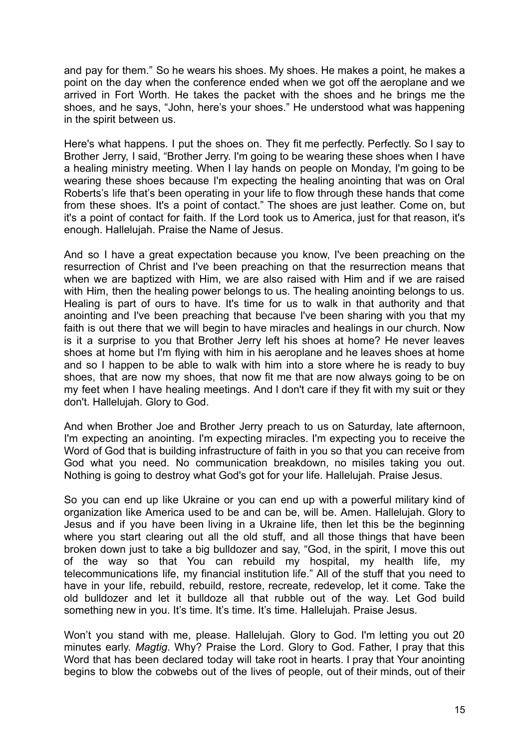and pay for them." So he wears his shoes. My shoes. He makes a point, he makes a point on the day when the conference ended when we got off the aeroplane and we arrived in Fort Worth. He takes the packet with the shoes and he brings me the shoes, and he says, "John, here's your shoes." He understood what was happening in the spirit between us.

Here's what happens. I put the shoes on. They fit me perfectly. Perfectly. So I say to Brother Jerry, I said, "Brother Jerry. I'm going to be wearing these shoes when I have a healing ministry meeting. When I lay hands on people on Monday, I'm going to be wearing these shoes because I'm expecting the healing anointing that was on Oral Roberts's life that's been operating in your life to flow through these hands that come from these shoes. It's a point of contact." The shoes are just leather. Come on, but it's a point of contact for faith. If the Lord took us to America, just for that reason, it's enough. Hallelujah. Praise the Name of Jesus.

And so I have a great expectation because you know, I've been preaching on the resurrection of Christ and I've been preaching on that the resurrection means that when we are baptized with Him, we are also raised with Him and if we are raised with Him, then the healing power belongs to us. The healing anointing belongs to us. Healing is part of ours to have. It's time for us to walk in that authority and that anointing and I've been preaching that because I've been sharing with you that my faith is out there that we will begin to have miracles and healings in our church. Now is it a surprise to you that Brother Jerry left his shoes at home? He never leaves shoes at home but I'm flying with him in his aeroplane and he leaves shoes at home and so I happen to be able to walk with him into a store where he is ready to buy shoes, that are now my shoes, that now fit me that are now always going to be on my feet when I have healing meetings. And I don't care if they fit with my suit or they don't. Hallelujah. Glory to God.

And when Brother Joe and Brother Jerry preach to us on Saturday, late afternoon, I'm expecting an anointing. I'm expecting miracles. I'm expecting you to receive the Word of God that is building infrastructure of faith in you so that you can receive from God what you need. No communication breakdown, no misiles taking you out. Nothing is going to destroy what God's got for your life. Hallelujah. Praise Jesus.

So you can end up like Ukraine or you can end up with a powerful military kind of organization like America used to be and can be, will be. Amen. Hallelujah. Glory to Jesus and if you have been living in a Ukraine life, then let this be the beginning where you start clearing out all the old stuff, and all those things that have been broken down just to take a big bulldozer and say, "God, in the spirit, I move this out of the way so that You can rebuild my hospital, my health life, my telecommunications life, my financial institution life." All of the stuff that you need to have in your life, rebuild, rebuild, restore, recreate, redevelop, let it come. Take the old bulldozer and let it bulldoze all that rubble out of the way. Let God build something new in you. It's time. It's time. It's time. Hallelujah. Praise Jesus.

Won't you stand with me, please. Hallelujah. Glory to God. I'm letting you out 20 minutes early. *Magtig*. Why? Praise the Lord. Glory to God. Father, I pray that this Word that has been declared today will take root in hearts. I pray that Your anointing begins to blow the cobwebs out of the lives of people, out of their minds, out of their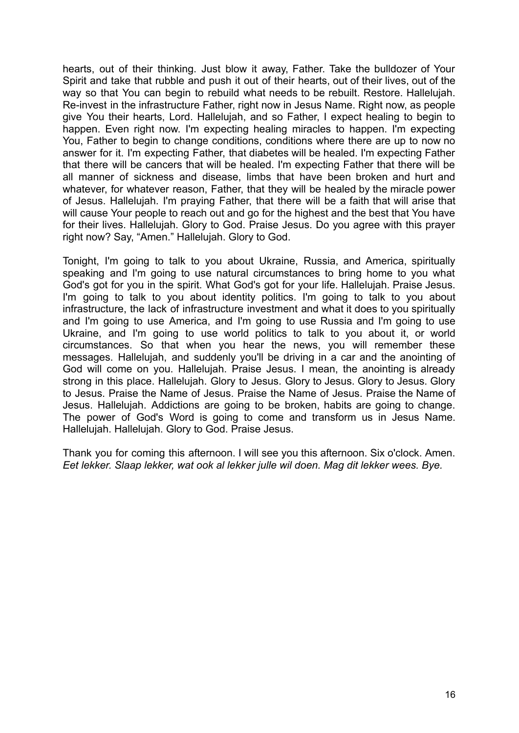hearts, out of their thinking. Just blow it away, Father. Take the bulldozer of Your Spirit and take that rubble and push it out of their hearts, out of their lives, out of the way so that You can begin to rebuild what needs to be rebuilt. Restore. Hallelujah. Re-invest in the infrastructure Father, right now in Jesus Name. Right now, as people give You their hearts, Lord. Hallelujah, and so Father, I expect healing to begin to happen. Even right now. I'm expecting healing miracles to happen. I'm expecting You, Father to begin to change conditions, conditions where there are up to now no answer for it. I'm expecting Father, that diabetes will be healed. I'm expecting Father that there will be cancers that will be healed. I'm expecting Father that there will be all manner of sickness and disease, limbs that have been broken and hurt and whatever, for whatever reason, Father, that they will be healed by the miracle power of Jesus. Hallelujah. I'm praying Father, that there will be a faith that will arise that will cause Your people to reach out and go for the highest and the best that You have for their lives. Hallelujah. Glory to God. Praise Jesus. Do you agree with this prayer right now? Say, "Amen." Hallelujah. Glory to God.

Tonight, I'm going to talk to you about Ukraine, Russia, and America, spiritually speaking and I'm going to use natural circumstances to bring home to you what God's got for you in the spirit. What God's got for your life. Hallelujah. Praise Jesus. I'm going to talk to you about identity politics. I'm going to talk to you about infrastructure, the lack of infrastructure investment and what it does to you spiritually and I'm going to use America, and I'm going to use Russia and I'm going to use Ukraine, and I'm going to use world politics to talk to you about it, or world circumstances. So that when you hear the news, you will remember these messages. Hallelujah, and suddenly you'll be driving in a car and the anointing of God will come on you. Hallelujah. Praise Jesus. I mean, the anointing is already strong in this place. Hallelujah. Glory to Jesus. Glory to Jesus. Glory to Jesus. Glory to Jesus. Praise the Name of Jesus. Praise the Name of Jesus. Praise the Name of Jesus. Hallelujah. Addictions are going to be broken, habits are going to change. The power of God's Word is going to come and transform us in Jesus Name. Hallelujah. Hallelujah. Glory to God. Praise Jesus.

Thank you for coming this afternoon. I will see you this afternoon. Six o'clock. Amen. *Eet lekker. Slaap lekker, wat ook al lekker julle wil doen. Mag dit lekker wees. Bye.*